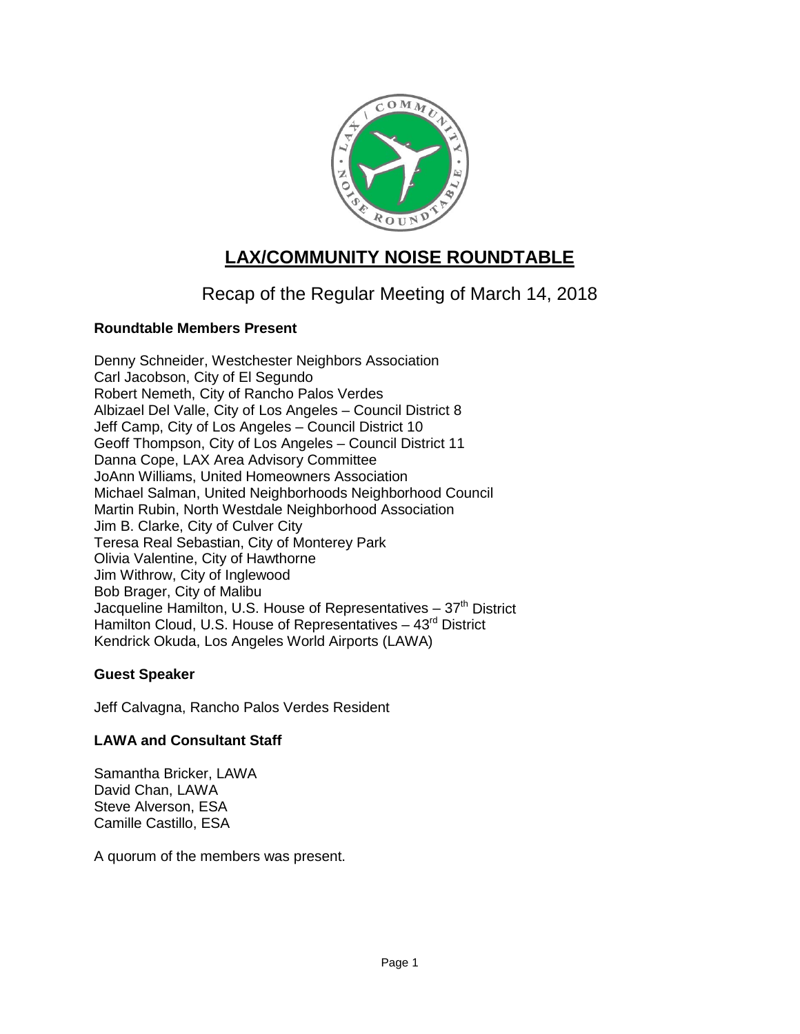# LAX/COMMUNITY NOISE ROUNDTABLE

## Recap of the Regular Meeting of March 14, 2018

**Roundtable Members Present**

Denny Schneider, Westchester Neighbors Association
Carl Jacobson, City of El Segundo
Robert Nemeth, City of Rancho Palos Verdes
Albizael Del Valle, City of Los Angeles – Council District 8
Jeff Camp, City of Los Angeles – Council District 10
Geoff Thompson, City of Los Angeles – Council District 11
Danna Cope, LAX Area Advisory Committee
JoAnn Williams, United Homeowners Association
Michael Salman, United Neighborhoods Neighborhood Council
Martin Rubin, North Westdale Neighborhood Association
Jim B. Clarke, City of Culver City
Teresa Real Sebastian, City of Monterey Park
Olivia Valentine, City of Hawthorne
Jim Withrow, City of Inglewood
Bob Brager, City of Malibu
Jacqueline Hamilton, U.S. House of Representatives – 37th District
Hamilton Cloud, U.S. House of Representatives – 43rd District
Kendrick Okuda, Los Angeles World Airports (LAWA)

**Guest Speaker**

Jeff Calvagna, Rancho Palos Verdes Resident

**LAWA and Consultant Staff**

Samantha Bricker, LAWA
David Chan, LAWA
Steve Alverson, ESA
Camille Castillo, ESA

A quorum of the members was present.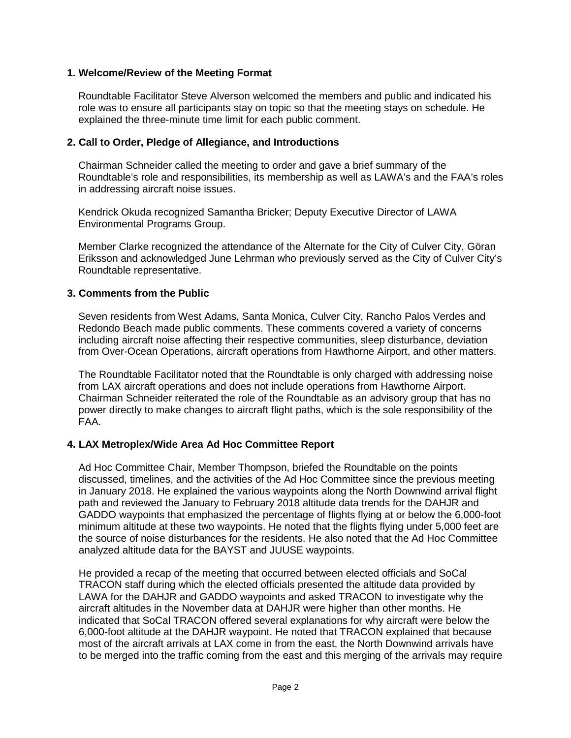**1. Welcome/Review of the Meeting Format**

Roundtable Facilitator Steve Alverson welcomed the members and public and indicated his role was to ensure all participants stay on topic so that the meeting stays on schedule. He explained the three-minute time limit for each public comment.

**2. Call to Order, Pledge of Allegiance, and Introductions**

Chairman Schneider called the meeting to order and gave a brief summary of the Roundtable's role and responsibilities, its membership as well as LAWA's and the FAA's roles in addressing aircraft noise issues.

Kendrick Okuda recognized Samantha Bricker; Deputy Executive Director of LAWA Environmental Programs Group.

Member Clarke recognized the attendance of the Alternate for the City of Culver City, Göran Eriksson and acknowledged June Lehrman who previously served as the City of Culver City's Roundtable representative.

**3. Comments from the Public**

Seven residents from West Adams, Santa Monica, Culver City, Rancho Palos Verdes and Redondo Beach made public comments. These comments covered a variety of concerns including aircraft noise affecting their respective communities, sleep disturbance, deviation from Over-Ocean Operations, aircraft operations from Hawthorne Airport, and other matters.

The Roundtable Facilitator noted that the Roundtable is only charged with addressing noise from LAX aircraft operations and does not include operations from Hawthorne Airport. Chairman Schneider reiterated the role of the Roundtable as an advisory group that has no power directly to make changes to aircraft flight paths, which is the sole responsibility of the FAA.

**4. LAX Metroplex/Wide Area Ad Hoc Committee Report**

Ad Hoc Committee Chair, Member Thompson, briefed the Roundtable on the points discussed, timelines, and the activities of the Ad Hoc Committee since the previous meeting in January 2018. He explained the various waypoints along the North Downwind arrival flight path and reviewed the January to February 2018 altitude data trends for the DAHJR and GADDO waypoints that emphasized the percentage of flights flying at or below the 6,000-foot minimum altitude at these two waypoints. He noted that the flights flying under 5,000 feet are the source of noise disturbances for the residents. He also noted that the Ad Hoc Committee analyzed altitude data for the BAYST and JUUSE waypoints.

He provided a recap of the meeting that occurred between elected officials and SoCal TRACON staff during which the elected officials presented the altitude data provided by LAWA for the DAHJR and GADDO waypoints and asked TRACON to investigate why the aircraft altitudes in the November data at DAHJR were higher than other months. He indicated that SoCal TRACON offered several explanations for why aircraft were below the 6,000-foot altitude at the DAHJR waypoint. He noted that TRACON explained that because most of the aircraft arrivals at LAX come in from the east, the North Downwind arrivals have to be merged into the traffic coming from the east and this merging of the arrivals may require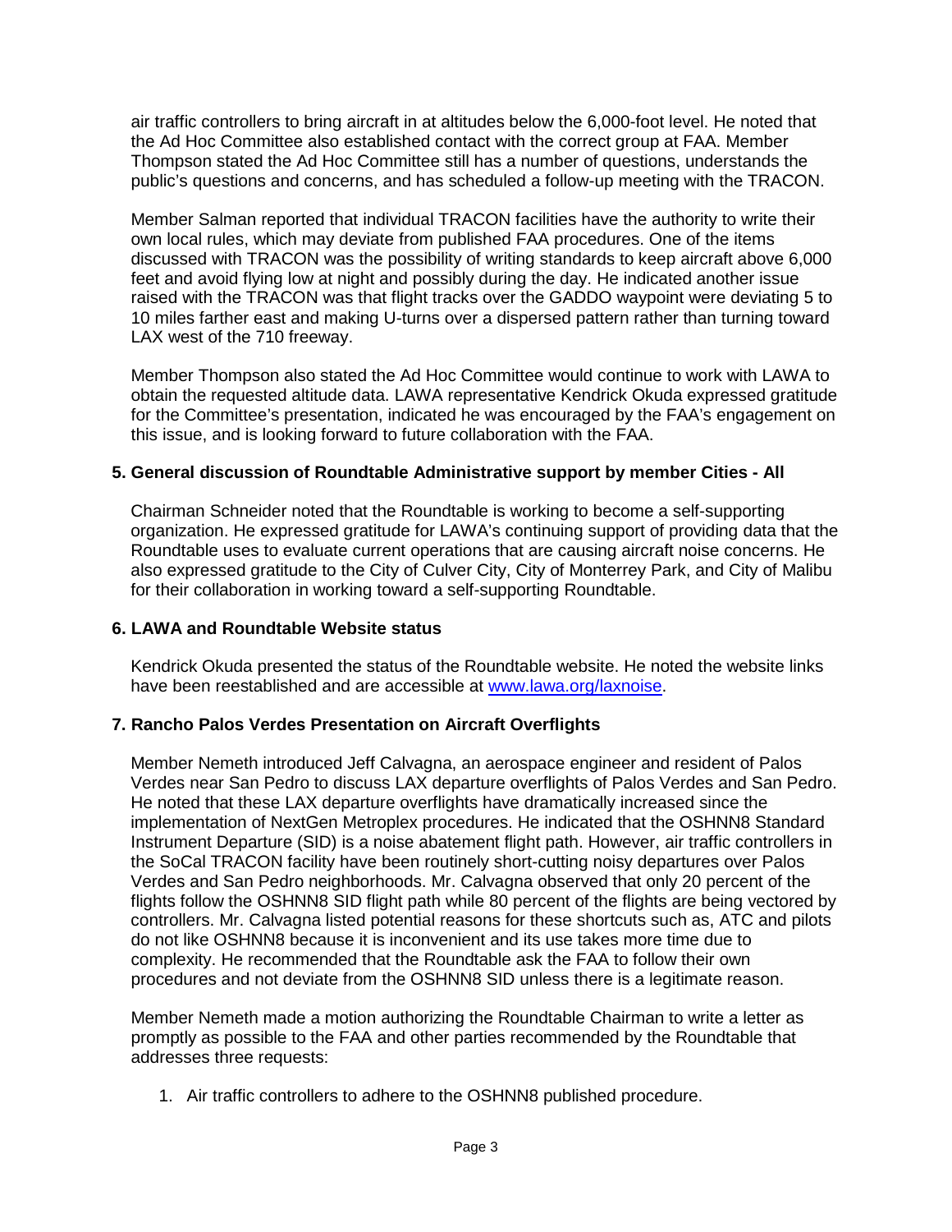air traffic controllers to bring aircraft in at altitudes below the 6,000-foot level. He noted that the Ad Hoc Committee also established contact with the correct group at FAA. Member Thompson stated the Ad Hoc Committee still has a number of questions, understands the public's questions and concerns, and has scheduled a follow-up meeting with the TRACON.

Member Salman reported that individual TRACON facilities have the authority to write their own local rules, which may deviate from published FAA procedures. One of the items discussed with TRACON was the possibility of writing standards to keep aircraft above 6,000 feet and avoid flying low at night and possibly during the day. He indicated another issue raised with the TRACON was that flight tracks over the GADDO waypoint were deviating 5 to 10 miles farther east and making U-turns over a dispersed pattern rather than turning toward LAX west of the 710 freeway.

Member Thompson also stated the Ad Hoc Committee would continue to work with LAWA to obtain the requested altitude data. LAWA representative Kendrick Okuda expressed gratitude for the Committee's presentation, indicated he was encouraged by the FAA's engagement on this issue, and is looking forward to future collaboration with the FAA.

**5. General discussion of Roundtable Administrative support by member Cities - All**

Chairman Schneider noted that the Roundtable is working to become a self-supporting organization. He expressed gratitude for LAWA's continuing support of providing data that the Roundtable uses to evaluate current operations that are causing aircraft noise concerns. He also expressed gratitude to the City of Culver City, City of Monterrey Park, and City of Malibu for their collaboration in working toward a self-supporting Roundtable.

**6. LAWA and Roundtable Website status**

Kendrick Okuda presented the status of the Roundtable website. He noted the website links have been reestablished and are accessible at [www.lawa.org/laxnoise](http://www.lawa.org/laxnoise).

**7. Rancho Palos Verdes Presentation on Aircraft Overflights**

Member Nemeth introduced Jeff Calvagna, an aerospace engineer and resident of Palos Verdes near San Pedro to discuss LAX departure overflights of Palos Verdes and San Pedro. He noted that these LAX departure overflights have dramatically increased since the implementation of NextGen Metroplex procedures. He indicated that the OSHNN8 Standard Instrument Departure (SID) is a noise abatement flight path. However, air traffic controllers in the SoCal TRACON facility have been routinely short-cutting noisy departures over Palos Verdes and San Pedro neighborhoods. Mr. Calvagna observed that only 20 percent of the flights follow the OSHNN8 SID flight path while 80 percent of the flights are being vectored by controllers. Mr. Calvagna listed potential reasons for these shortcuts such as, ATC and pilots do not like OSHNN8 because it is inconvenient and its use takes more time due to complexity. He recommended that the Roundtable ask the FAA to follow their own procedures and not deviate from the OSHNN8 SID unless there is a legitimate reason.

Member Nemeth made a motion authorizing the Roundtable Chairman to write a letter as promptly as possible to the FAA and other parties recommended by the Roundtable that addresses three requests:

1. Air traffic controllers to adhere to the OSHNN8 published procedure.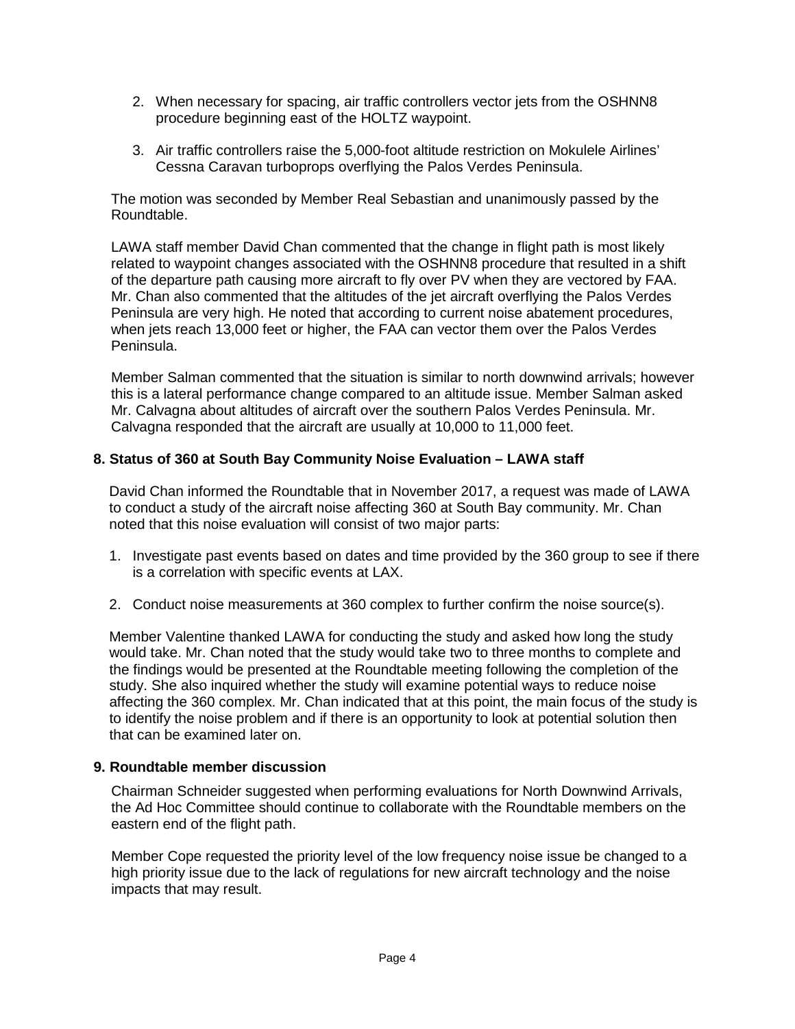2. When necessary for spacing, air traffic controllers vector jets from the OSHNN8 procedure beginning east of the HOLTZ waypoint.

3. Air traffic controllers raise the 5,000-foot altitude restriction on Mokulele Airlines' Cessna Caravan turboprops overflying the Palos Verdes Peninsula.

The motion was seconded by Member Real Sebastian and unanimously passed by the Roundtable.

LAWA staff member David Chan commented that the change in flight path is most likely related to waypoint changes associated with the OSHNN8 procedure that resulted in a shift of the departure path causing more aircraft to fly over PV when they are vectored by FAA. Mr. Chan also commented that the altitudes of the jet aircraft overflying the Palos Verdes Peninsula are very high. He noted that according to current noise abatement procedures, when jets reach 13,000 feet or higher, the FAA can vector them over the Palos Verdes Peninsula.

Member Salman commented that the situation is similar to north downwind arrivals; however this is a lateral performance change compared to an altitude issue. Member Salman asked Mr. Calvagna about altitudes of aircraft over the southern Palos Verdes Peninsula. Mr. Calvagna responded that the aircraft are usually at 10,000 to 11,000 feet.

## 8. Status of 360 at South Bay Community Noise Evaluation – LAWA staff

David Chan informed the Roundtable that in November 2017, a request was made of LAWA to conduct a study of the aircraft noise affecting 360 at South Bay community. Mr. Chan noted that this noise evaluation will consist of two major parts:

1. Investigate past events based on dates and time provided by the 360 group to see if there is a correlation with specific events at LAX.

2. Conduct noise measurements at 360 complex to further confirm the noise source(s).

Member Valentine thanked LAWA for conducting the study and asked how long the study would take. Mr. Chan noted that the study would take two to three months to complete and the findings would be presented at the Roundtable meeting following the completion of the study. She also inquired whether the study will examine potential ways to reduce noise affecting the 360 complex. Mr. Chan indicated that at this point, the main focus of the study is to identify the noise problem and if there is an opportunity to look at potential solution then that can be examined later on.

## 9. Roundtable member discussion

Chairman Schneider suggested when performing evaluations for North Downwind Arrivals, the Ad Hoc Committee should continue to collaborate with the Roundtable members on the eastern end of the flight path.

Member Cope requested the priority level of the low frequency noise issue be changed to a high priority issue due to the lack of regulations for new aircraft technology and the noise impacts that may result.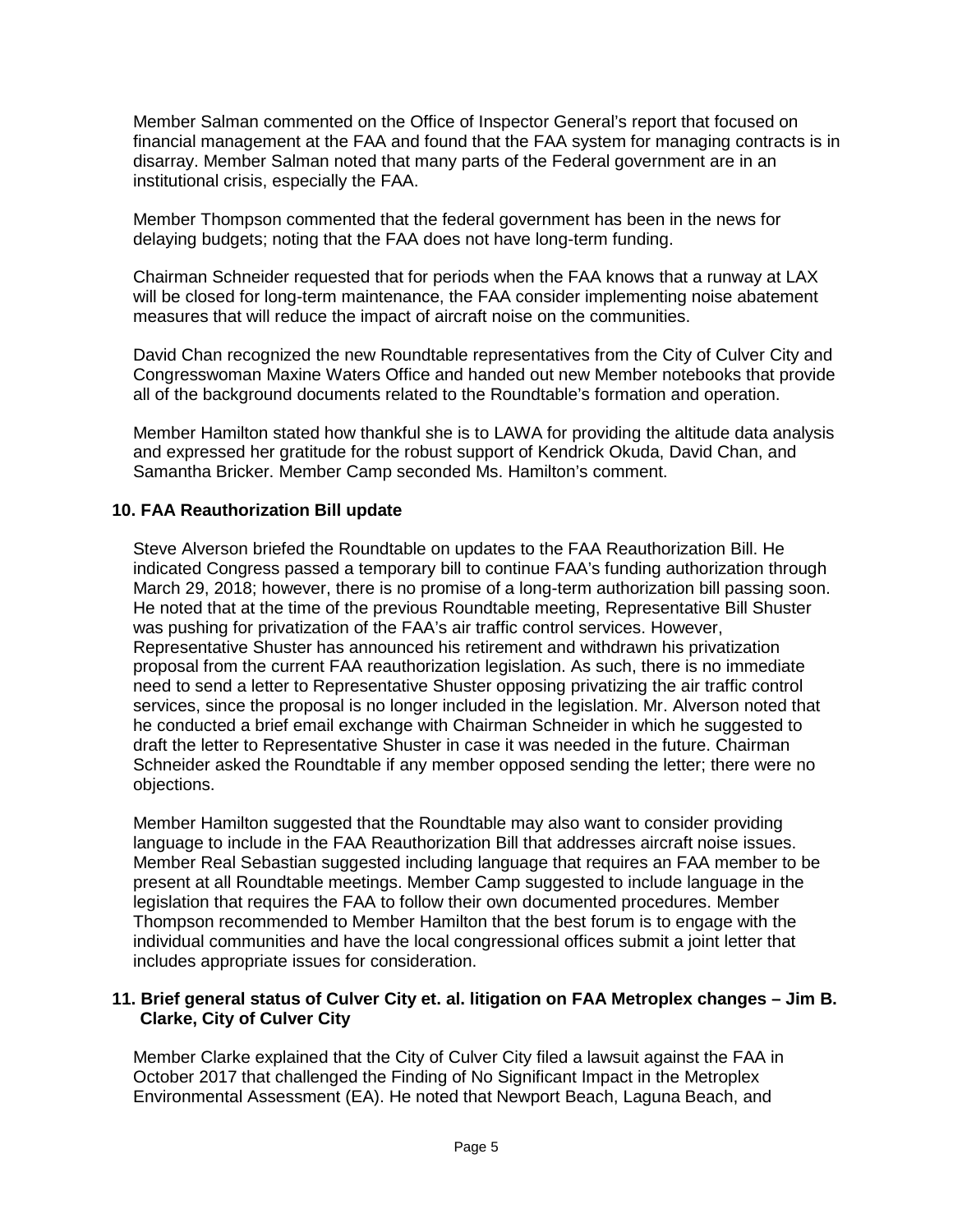Member Salman commented on the Office of Inspector General's report that focused on financial management at the FAA and found that the FAA system for managing contracts is in disarray. Member Salman noted that many parts of the Federal government are in an institutional crisis, especially the FAA.

Member Thompson commented that the federal government has been in the news for delaying budgets; noting that the FAA does not have long-term funding.

Chairman Schneider requested that for periods when the FAA knows that a runway at LAX will be closed for long-term maintenance, the FAA consider implementing noise abatement measures that will reduce the impact of aircraft noise on the communities.

David Chan recognized the new Roundtable representatives from the City of Culver City and Congresswoman Maxine Waters Office and handed out new Member notebooks that provide all of the background documents related to the Roundtable's formation and operation.

Member Hamilton stated how thankful she is to LAWA for providing the altitude data analysis and expressed her gratitude for the robust support of Kendrick Okuda, David Chan, and Samantha Bricker. Member Camp seconded Ms. Hamilton's comment.

### 10. FAA Reauthorization Bill update

Steve Alverson briefed the Roundtable on updates to the FAA Reauthorization Bill. He indicated Congress passed a temporary bill to continue FAA's funding authorization through March 29, 2018; however, there is no promise of a long-term authorization bill passing soon. He noted that at the time of the previous Roundtable meeting, Representative Bill Shuster was pushing for privatization of the FAA's air traffic control services. However, Representative Shuster has announced his retirement and withdrawn his privatization proposal from the current FAA reauthorization legislation. As such, there is no immediate need to send a letter to Representative Shuster opposing privatizing the air traffic control services, since the proposal is no longer included in the legislation. Mr. Alverson noted that he conducted a brief email exchange with Chairman Schneider in which he suggested to draft the letter to Representative Shuster in case it was needed in the future. Chairman Schneider asked the Roundtable if any member opposed sending the letter; there were no objections.

Member Hamilton suggested that the Roundtable may also want to consider providing language to include in the FAA Reauthorization Bill that addresses aircraft noise issues. Member Real Sebastian suggested including language that requires an FAA member to be present at all Roundtable meetings. Member Camp suggested to include language in the legislation that requires the FAA to follow their own documented procedures. Member Thompson recommended to Member Hamilton that the best forum is to engage with the individual communities and have the local congressional offices submit a joint letter that includes appropriate issues for consideration.

### 11. Brief general status of Culver City et. al. litigation on FAA Metroplex changes – Jim B. Clarke, City of Culver City

Member Clarke explained that the City of Culver City filed a lawsuit against the FAA in October 2017 that challenged the Finding of No Significant Impact in the Metroplex Environmental Assessment (EA). He noted that Newport Beach, Laguna Beach, and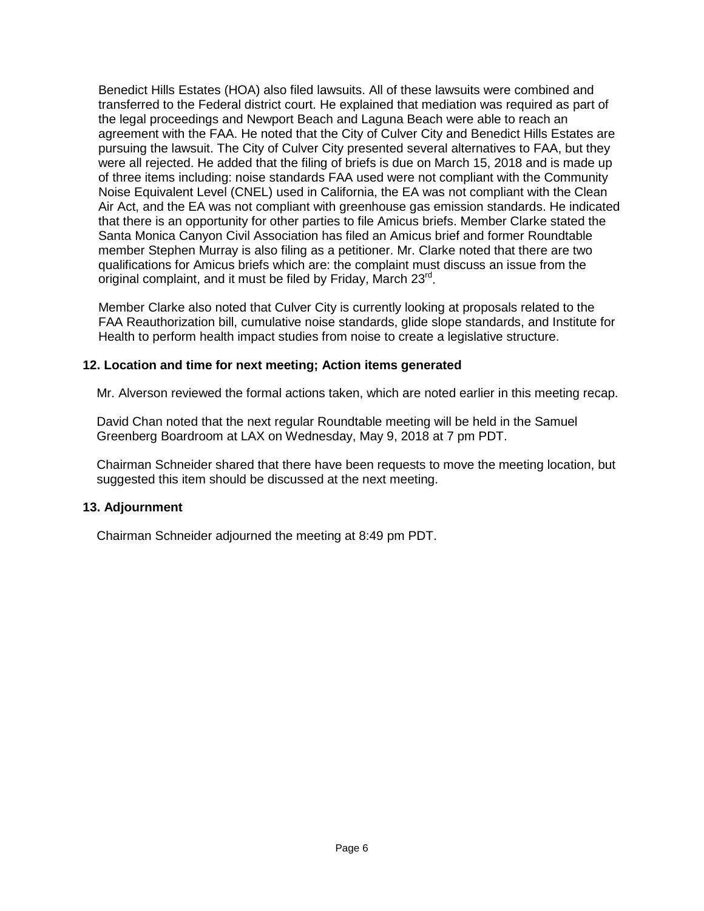Benedict Hills Estates (HOA) also filed lawsuits. All of these lawsuits were combined and transferred to the Federal district court. He explained that mediation was required as part of the legal proceedings and Newport Beach and Laguna Beach were able to reach an agreement with the FAA. He noted that the City of Culver City and Benedict Hills Estates are pursuing the lawsuit. The City of Culver City presented several alternatives to FAA, but they were all rejected. He added that the filing of briefs is due on March 15, 2018 and is made up of three items including: noise standards FAA used were not compliant with the Community Noise Equivalent Level (CNEL) used in California, the EA was not compliant with the Clean Air Act, and the EA was not compliant with greenhouse gas emission standards. He indicated that there is an opportunity for other parties to file Amicus briefs. Member Clarke stated the Santa Monica Canyon Civil Association has filed an Amicus brief and former Roundtable member Stephen Murray is also filing as a petitioner. Mr. Clarke noted that there are two qualifications for Amicus briefs which are: the complaint must discuss an issue from the original complaint, and it must be filed by Friday, March 23rd.

Member Clarke also noted that Culver City is currently looking at proposals related to the FAA Reauthorization bill, cumulative noise standards, glide slope standards, and Institute for Health to perform health impact studies from noise to create a legislative structure.

**12. Location and time for next meeting; Action items generated**

Mr. Alverson reviewed the formal actions taken, which are noted earlier in this meeting recap.

David Chan noted that the next regular Roundtable meeting will be held in the Samuel Greenberg Boardroom at LAX on Wednesday, May 9, 2018 at 7 pm PDT.

Chairman Schneider shared that there have been requests to move the meeting location, but suggested this item should be discussed at the next meeting.

**13. Adjournment**

Chairman Schneider adjourned the meeting at 8:49 pm PDT.